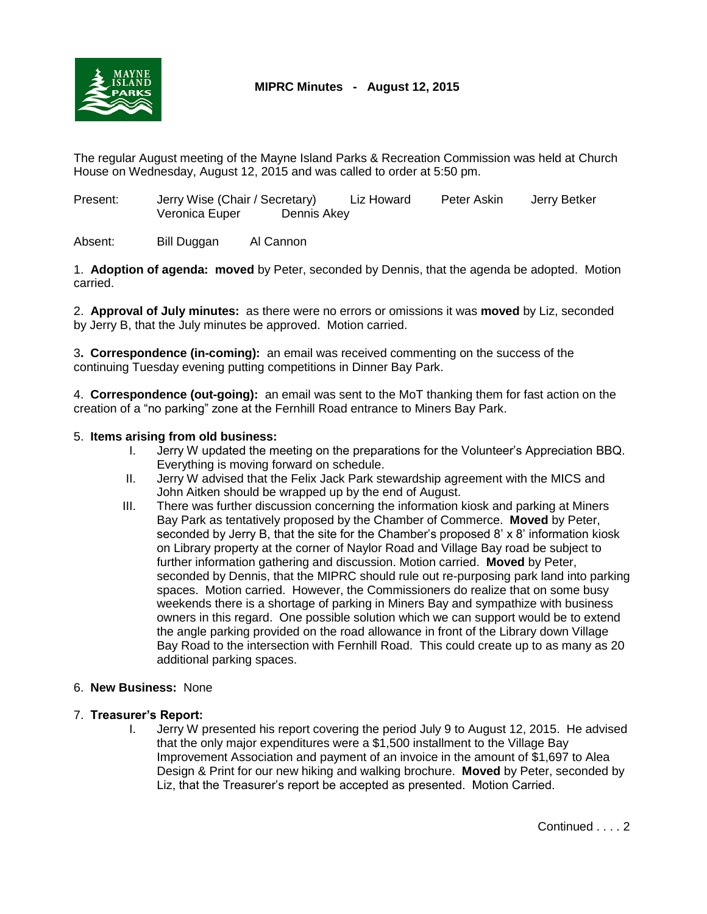# MIPRC Minutes - August 12, 2015

The regular August meeting of the Mayne Island Parks & Recreation Commission was held at Church House on Wednesday, August 12, 2015 and was called to order at 5:50 pm.

Present: Jerry Wise (Chair / Secretary) Liz Howard Peter Askin Jerry Betker Veronica Euper Dennis Akey

Absent: Bill Duggan Al Cannon

1. **Adoption of agenda: moved** by Peter, seconded by Dennis, that the agenda be adopted. Motion carried.

2. **Approval of July minutes:** as there were no errors or omissions it was **moved** by Liz, seconded by Jerry B, that the July minutes be approved. Motion carried.

3. **Correspondence (in-coming):** an email was received commenting on the success of the continuing Tuesday evening putting competitions in Dinner Bay Park.

4. **Correspondence (out-going):** an email was sent to the MoT thanking them for fast action on the creation of a "no parking" zone at the Fernhill Road entrance to Miners Bay Park.

5. **Items arising from old business:**

   I. Jerry W updated the meeting on the preparations for the Volunteer's Appreciation BBQ. Everything is moving forward on schedule.

   II. Jerry W advised that the Felix Jack Park stewardship agreement with the MICS and John Aitken should be wrapped up by the end of August.

   III. There was further discussion concerning the information kiosk and parking at Miners Bay Park as tentatively proposed by the Chamber of Commerce. **Moved** by Peter, seconded by Jerry B, that the site for the Chamber's proposed 8' x 8' information kiosk on Library property at the corner of Naylor Road and Village Bay road be subject to further information gathering and discussion. Motion carried. **Moved** by Peter, seconded by Dennis, that the MIPRC should rule out re-purposing park land into parking spaces. Motion carried. However, the Commissioners do realize that on some busy weekends there is a shortage of parking in Miners Bay and sympathize with business owners in this regard. One possible solution which we can support would be to extend the angle parking provided on the road allowance in front of the Library down Village Bay Road to the intersection with Fernhill Road. This could create up to as many as 20 additional parking spaces.

6. **New Business:** None

7. **Treasurer's Report:**

   I. Jerry W presented his report covering the period July 9 to August 12, 2015. He advised that the only major expenditures were a $1,500 installment to the Village Bay Improvement Association and payment of an invoice in the amount of $1,697 to Alea Design & Print for our new hiking and walking brochure. **Moved** by Peter, seconded by Liz, that the Treasurer's report be accepted as presented. Motion Carried.

Continued . . . . 2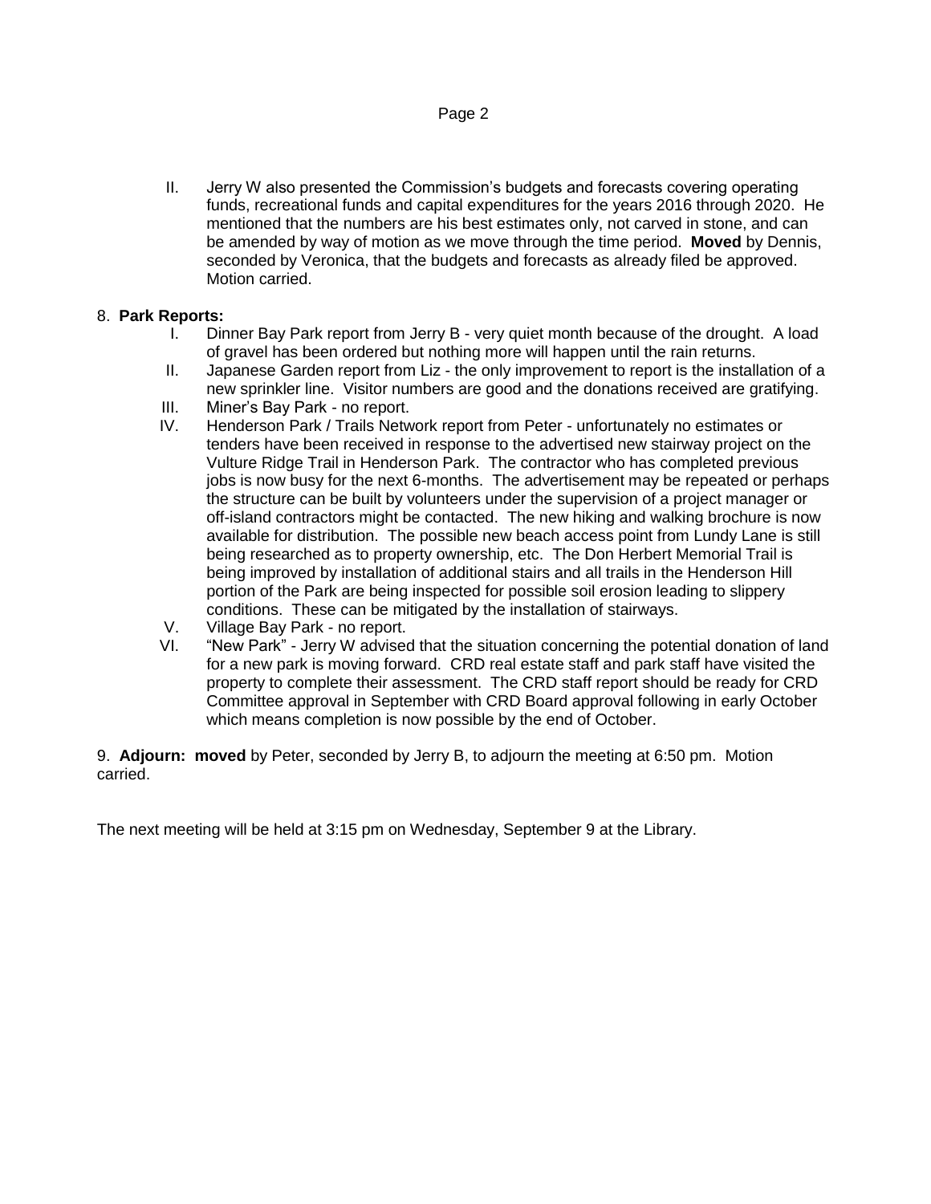II. Jerry W also presented the Commission's budgets and forecasts covering operating funds, recreational funds and capital expenditures for the years 2016 through 2020. He mentioned that the numbers are his best estimates only, not carved in stone, and can be amended by way of motion as we move through the time period. **Moved** by Dennis, seconded by Veronica, that the budgets and forecasts as already filed be approved. Motion carried.

8. **Park Reports:**

I. Dinner Bay Park report from Jerry B - very quiet month because of the drought. A load of gravel has been ordered but nothing more will happen until the rain returns.

II. Japanese Garden report from Liz - the only improvement to report is the installation of a new sprinkler line. Visitor numbers are good and the donations received are gratifying.

III. Miner's Bay Park - no report.

IV. Henderson Park / Trails Network report from Peter - unfortunately no estimates or tenders have been received in response to the advertised new stairway project on the Vulture Ridge Trail in Henderson Park. The contractor who has completed previous jobs is now busy for the next 6-months. The advertisement may be repeated or perhaps the structure can be built by volunteers under the supervision of a project manager or off-island contractors might be contacted. The new hiking and walking brochure is now available for distribution. The possible new beach access point from Lundy Lane is still being researched as to property ownership, etc. The Don Herbert Memorial Trail is being improved by installation of additional stairs and all trails in the Henderson Hill portion of the Park are being inspected for possible soil erosion leading to slippery conditions. These can be mitigated by the installation of stairways.

V. Village Bay Park - no report.

VI. "New Park" - Jerry W advised that the situation concerning the potential donation of land for a new park is moving forward. CRD real estate staff and park staff have visited the property to complete their assessment. The CRD staff report should be ready for CRD Committee approval in September with CRD Board approval following in early October which means completion is now possible by the end of October.

9. **Adjourn: moved** by Peter, seconded by Jerry B, to adjourn the meeting at 6:50 pm. Motion carried.

The next meeting will be held at 3:15 pm on Wednesday, September 9 at the Library.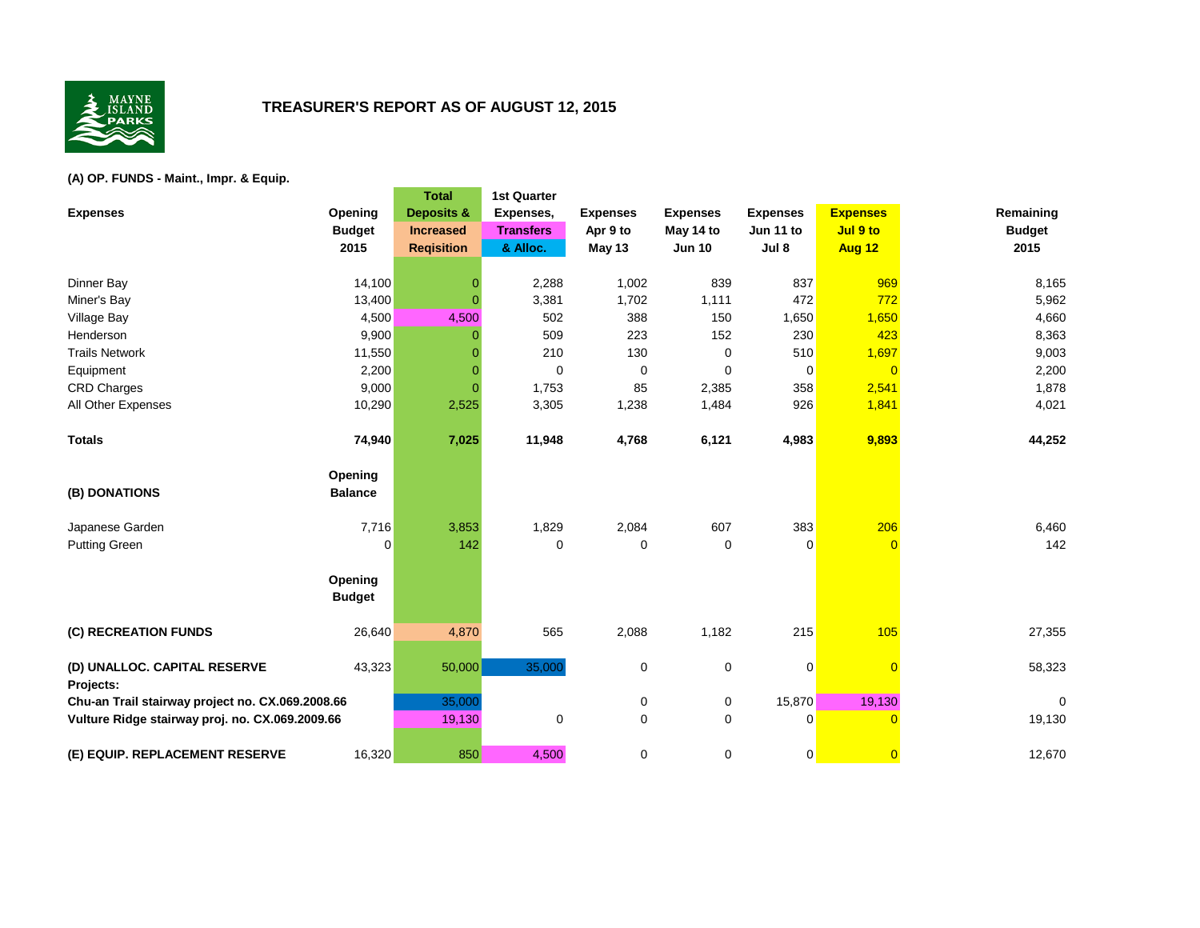# TREASURER'S REPORT AS OF AUGUST 12, 2015

**(A) OP. FUNDS - Maint., Impr. & Equip.**

| Expenses | Opening Budget 2015 | Total Deposits & Increased Reqisition | 1st Quarter Expenses, Transfers & Alloc. | Expenses Apr 9 to May 13 | Expenses May 14 to Jun 10 | Expenses Jun 11 to Jul 8 | Expenses Jul 9 to Aug 12 | Remaining Budget 2015 |
|---|---|---|---|---|---|---|---|---|
| Dinner Bay | 14,100 | 0 | 2,288 | 1,002 | 839 | 837 | 969 | 8,165 |
| Miner's Bay | 13,400 | 0 | 3,381 | 1,702 | 1,111 | 472 | 772 | 5,962 |
| Village Bay | 4,500 | 4,500 | 502 | 388 | 150 | 1,650 | 1,650 | 4,660 |
| Henderson | 9,900 | 0 | 509 | 223 | 152 | 230 | 423 | 8,363 |
| Trails Network | 11,550 | 0 | 210 | 130 | 0 | 510 | 1,697 | 9,003 |
| Equipment | 2,200 | 0 | 0 | 0 | 0 | 0 | 0 | 2,200 |
| CRD Charges | 9,000 | 0 | 1,753 | 85 | 2,385 | 358 | 2,541 | 1,878 |
| All Other Expenses | 10,290 | 2,525 | 3,305 | 1,238 | 1,484 | 926 | 1,841 | 4,021 |
| **Totals** | **74,940** | **7,025** | **11,948** | **4,768** | **6,121** | **4,983** | **9,893** | **44,252** |
| **(B) DONATIONS** | **Opening Balance** | | | | | | | |
| Japanese Garden | 7,716 | 3,853 | 1,829 | 2,084 | 607 | 383 | 206 | 6,460 |
| Putting Green | 0 | 142 | 0 | 0 | 0 | 0 | 0 | 142 |
| | **Opening Budget** | | | | | | | |
| **(C) RECREATION FUNDS** | 26,640 | 4,870 | 565 | 2,088 | 1,182 | 215 | 105 | 27,355 |
| **(D) UNALLOC. CAPITAL RESERVE** | 43,323 | 50,000 | 35,000 | 0 | 0 | 0 | 0 | 58,323 |
| **Projects:** | | | | | | | | |
| **Chu-an Trail stairway project no. CX.069.2008.66** | | 35,000 | | 0 | 0 | 15,870 | 19,130 | 0 |
| **Vulture Ridge stairway proj. no. CX.069.2009.66** | | 19,130 | 0 | 0 | 0 | 0 | 0 | 19,130 |
| **(E) EQUIP. REPLACEMENT RESERVE** | 16,320 | 850 | 4,500 | 0 | 0 | 0 | 0 | 12,670 |